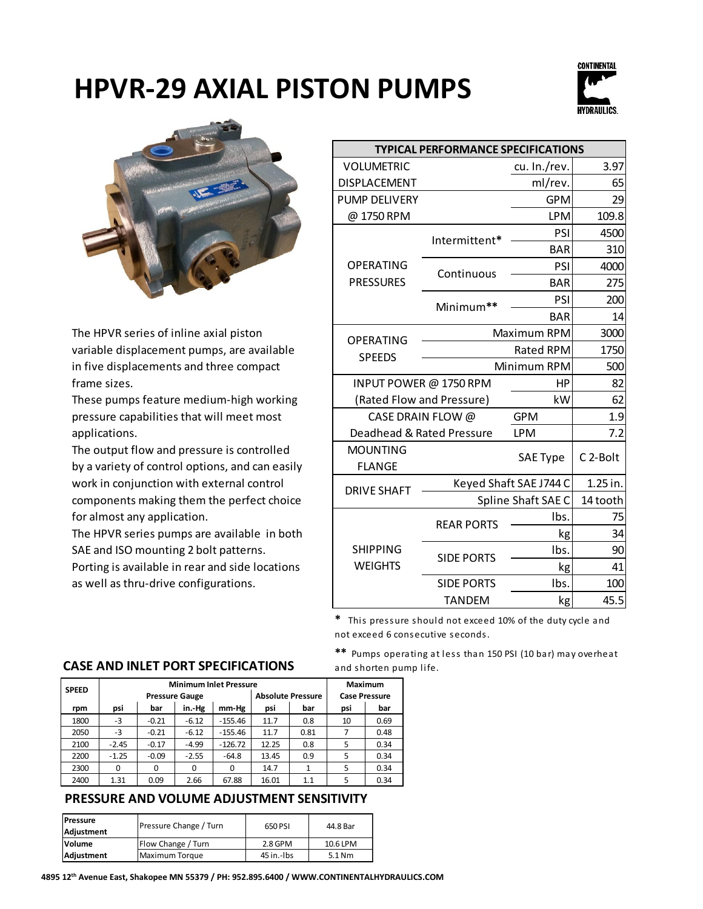# HPVR-29 AXIAL PISTON PUMPS

The HPVR series of inline axial piston variable displacement pumps, are available in five displacements and three compact frame sizes.

These pumps feature medium-high working pressure capabilities that will meet most applications.

The output flow and pressure is controlled by a variety of control options, and can easily work in conjunction with external control components making them the perfect choice for almost any application.

The HPVR series pumps are available in both SAE and ISO mounting 2 bolt patterns.

Porting is available in rear and side locations as well as thru-drive configurations.

| TYPICAL PERFORMANCE SPECIFICATIONS | | | |
|---|---|---|---|
| VOLUMETRIC DISPLACEMENT | | cu. In./rev. | 3.97 |
| | | ml/rev. | 65 |
| PUMP DELIVERY @ 1750 RPM | | GPM | 29 |
| | | LPM | 109.8 |
| OPERATING PRESSURES | Intermittent* | PSI | 4500 |
| | | BAR | 310 |
| | Continuous | PSI | 4000 |
| | | BAR | 275 |
| | Minimum** | PSI | 200 |
| | | BAR | 14 |
| OPERATING SPEEDS | | Maximum RPM | 3000 |
| | | Rated RPM | 1750 |
| | | Minimum RPM | 500 |
| INPUT POWER @ 1750 RPM (Rated Flow and Pressure) | | HP | 82 |
| | | kW | 62 |
| CASE DRAIN FLOW @ Deadhead & Rated Pressure | | GPM | 1.9 |
| | | LPM | 7.2 |
| MOUNTING FLANGE | | SAE Type | C 2-Bolt |
| DRIVE SHAFT | | Keyed Shaft SAE J744 C | 1.25 in. |
| | | Spline Shaft SAE C | 14 tooth |
| SHIPPING WEIGHTS | REAR PORTS | lbs. | 75 |
| | | kg | 34 |
| | SIDE PORTS | lbs. | 90 |
| | | kg | 41 |
| | SIDE PORTS TANDEM | lbs. | 100 |
| | | kg | 45.5 |

\* This pressure should not exceed 10% of the duty cycle and not exceed 6 consecutive seconds.

\*\* Pumps operating at less than 150 PSI (10 bar) may overheat and shorten pump life.

## CASE AND INLET PORT SPECIFICATIONS

| SPEED | Minimum Inlet Pressure | | | | | | Maximum Case Pressure | |
|---|---|---|---|---|---|---|---|---|
| | Pressure Gauge | | | | Absolute Pressure | | | |
| rpm | psi | bar | in.-Hg | mm-Hg | psi | bar | psi | bar |
| 1800 | -3 | -0.21 | -6.12 | -155.46 | 11.7 | 0.8 | 10 | 0.69 |
| 2050 | -3 | -0.21 | -6.12 | -155.46 | 11.7 | 0.81 | 7 | 0.48 |
| 2100 | -2.45 | -0.17 | -4.99 | -126.72 | 12.25 | 0.8 | 5 | 0.34 |
| 2200 | -1.25 | -0.09 | -2.55 | -64.8 | 13.45 | 0.9 | 5 | 0.34 |
| 2300 | 0 | 0 | 0 | 0 | 14.7 | 1 | 5 | 0.34 |
| 2400 | 1.31 | 0.09 | 2.66 | 67.88 | 16.01 | 1.1 | 5 | 0.34 |

## PRESSURE AND VOLUME ADJUSTMENT SENSITIVITY

| | | | |
|---|---|---|---|
| **Pressure Adjustment** | Pressure Change / Turn | 650 PSI | 44.8 Bar |
| **Volume Adjustment** | Flow Change / Turn | 2.8 GPM | 10.6 LPM |
| | Maximum Torque | 45 in.-lbs | 5.1 Nm |

**4895 12th Avenue East, Shakopee MN 55379 / PH: 952.895.6400 / WWW.CONTINENTALHYDRAULICS.COM**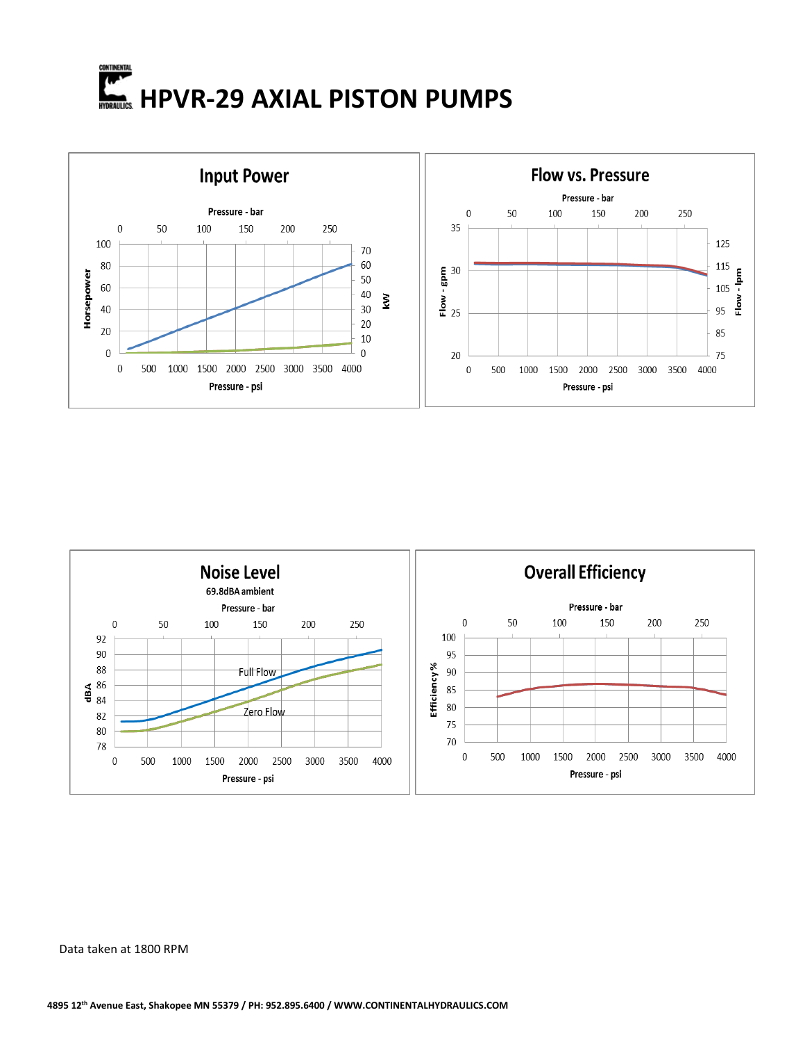# HPVR-29 AXIAL PISTON PUMPS

## Input Power

Pressure - bar

0 50 100 150 200 250

Horsepower: 0 20 40 60 80 100

kW: 0 10 20 30 40 50 60 70

Pressure - psi: 0 500 1000 1500 2000 2500 3000 3500 4000

## Flow vs. Pressure

Pressure - bar

0 50 100 150 200 250

Flow - gpm: 20 25 30 35

Flow - lpm: 75 85 95 105 115 125

Pressure - psi: 0 500 1000 1500 2000 2500 3000 3500 4000

## Noise Level

69.8dBA ambient

Pressure - bar

0 50 100 150 200 250

dBA: 78 80 82 84 86 88 90 92

Full Flow

Zero Flow

Pressure - psi: 0 500 1000 1500 2000 2500 3000 3500 4000

## Overall Efficiency

Pressure - bar

0 50 100 150 200 250

Efficiency %: 70 75 80 85 90 95 100

Pressure - psi: 0 500 1000 1500 2000 2500 3000 3500 4000

Data taken at 1800 RPM

4895 12th Avenue East, Shakopee MN 55379 / PH: 952.895.6400 / WWW.CONTINENTALHYDRAULICS.COM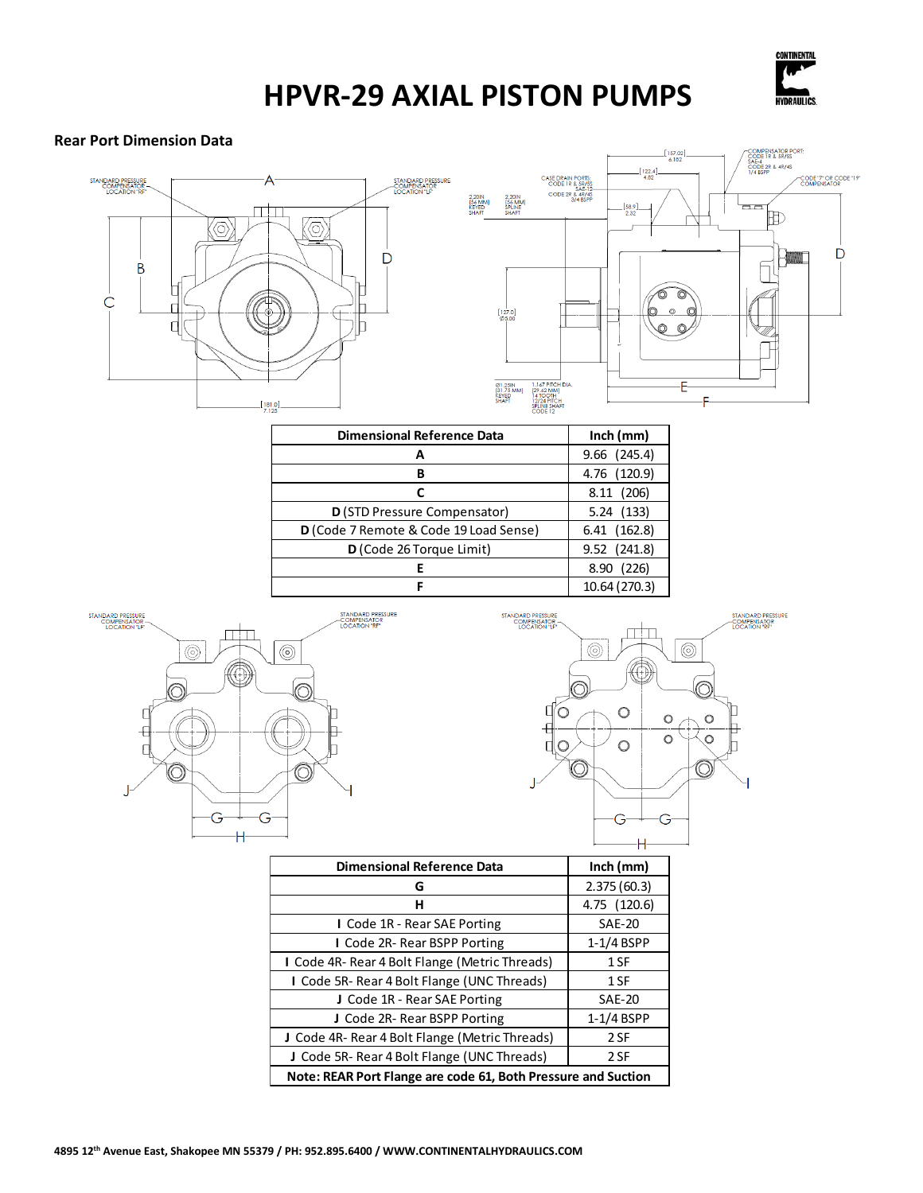# HPVR-29 AXIAL PISTON PUMPS

**Rear Port Dimension Data**

| Dimensional Reference Data | Inch (mm) |
|---|---|
| **A** | 9.66 (245.4) |
| **B** | 4.76 (120.9) |
| **C** | 8.11 (206) |
| **D** (STD Pressure Compensator) | 5.24 (133) |
| **D** (Code 7 Remote & Code 19 Load Sense) | 6.41 (162.8) |
| **D** (Code 26 Torque Limit) | 9.52 (241.8) |
| **E** | 8.90 (226) |
| **F** | 10.64 (270.3) |

| Dimensional Reference Data | Inch (mm) |
|---|---|
| **G** | 2.375 (60.3) |
| **H** | 4.75 (120.6) |
| **I** Code 1R - Rear SAE Porting | SAE-20 |
| **I** Code 2R- Rear BSPP Porting | 1-1/4 BSPP |
| **I** Code 4R- Rear 4 Bolt Flange (Metric Threads) | 1 SF |
| **I** Code 5R- Rear 4 Bolt Flange (UNC Threads) | 1 SF |
| **J** Code 1R - Rear SAE Porting | SAE-20 |
| **J** Code 2R- Rear BSPP Porting | 1-1/4 BSPP |
| **J** Code 4R- Rear 4 Bolt Flange (Metric Threads) | 2 SF |
| **J** Code 5R- Rear 4 Bolt Flange (UNC Threads) | 2 SF |
| **Note: REAR Port Flange are code 61, Both Pressure and Suction** | |

4895 12th Avenue East, Shakopee MN 55379 / PH: 952.895.6400 / WWW.CONTINENTALHYDRAULICS.COM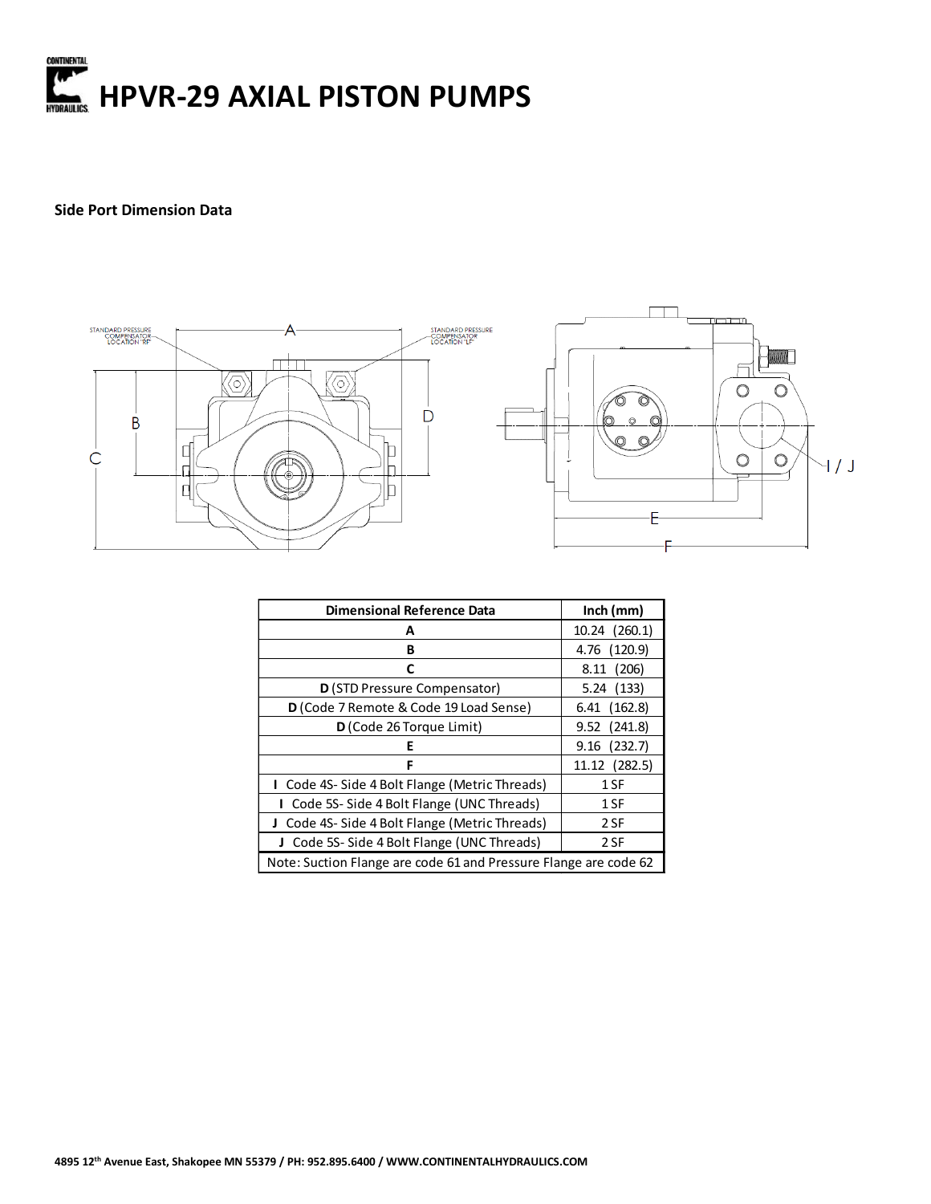# HPVR-29 AXIAL PISTON PUMPS

**Side Port Dimension Data**

| Dimensional Reference Data | Inch (mm) |
|---|---|
| **A** | 10.24 (260.1) |
| **B** | 4.76 (120.9) |
| **C** | 8.11 (206) |
| **D** (STD Pressure Compensator) | 5.24 (133) |
| **D** (Code 7 Remote & Code 19 Load Sense) | 6.41 (162.8) |
| **D** (Code 26 Torque Limit) | 9.52 (241.8) |
| **E** | 9.16 (232.7) |
| **F** | 11.12 (282.5) |
| **I** Code 4S- Side 4 Bolt Flange (Metric Threads) | 1 SF |
| **I** Code 5S- Side 4 Bolt Flange (UNC Threads) | 1 SF |
| **J** Code 4S- Side 4 Bolt Flange (Metric Threads) | 2 SF |
| **J** Code 5S- Side 4 Bolt Flange (UNC Threads) | 2 SF |
| Note: Suction Flange are code 61 and Pressure Flange are code 62 | |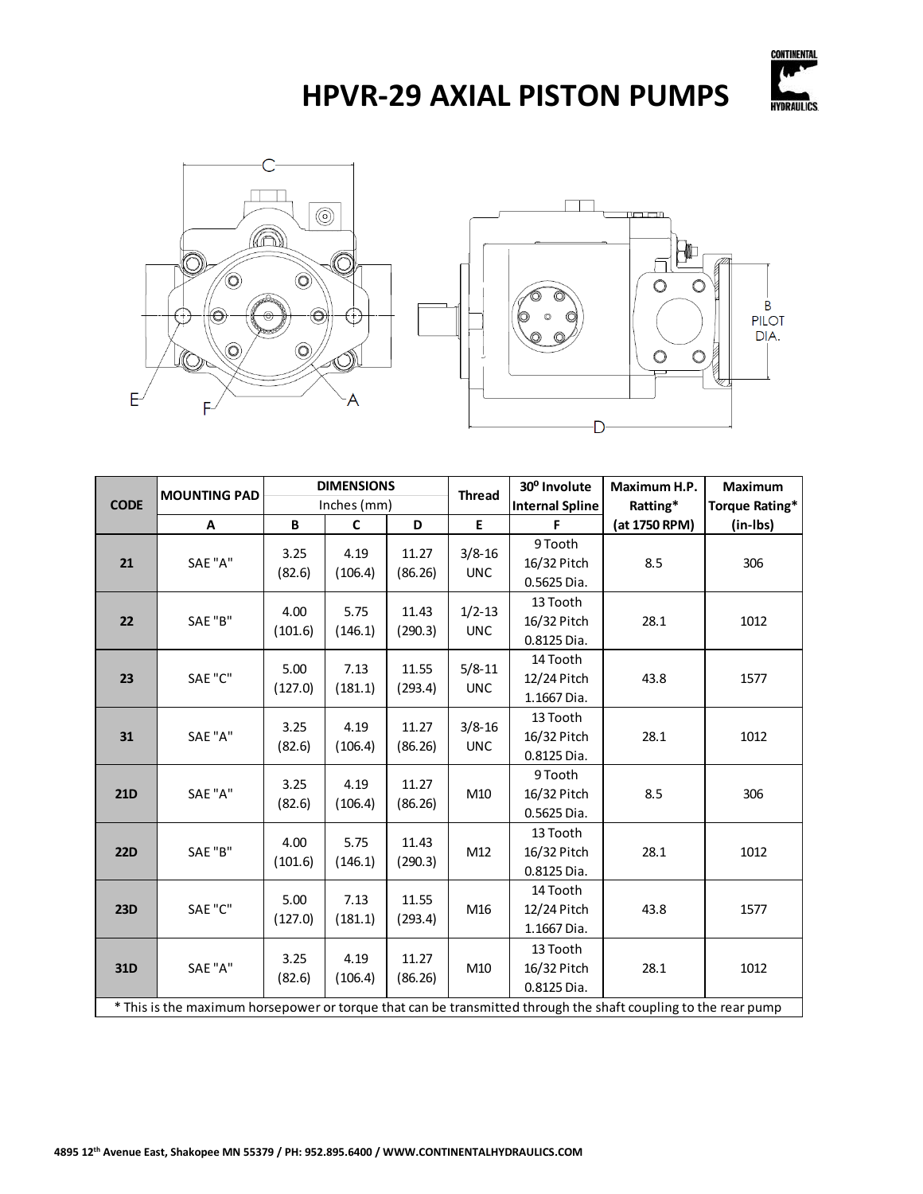# HPVR-29 AXIAL PISTON PUMPS

| CODE | MOUNTING PAD | DIMENSIONS Inches (mm) | | | Thread | 30⁰ Involute Internal Spline | Maximum H.P. Rating* | Maximum Torque Rating* |
|---|---|---|---|---|---|---|---|---|
| | A | B | C | D | E | F | (at 1750 RPM) | (in-lbs) |
| 21 | SAE "A" | 3.25 (82.6) | 4.19 (106.4) | 11.27 (86.26) | 3/8-16 UNC | 9 Tooth 16/32 Pitch 0.5625 Dia. | 8.5 | 306 |
| 22 | SAE "B" | 4.00 (101.6) | 5.75 (146.1) | 11.43 (290.3) | 1/2-13 UNC | 13 Tooth 16/32 Pitch 0.8125 Dia. | 28.1 | 1012 |
| 23 | SAE "C" | 5.00 (127.0) | 7.13 (181.1) | 11.55 (293.4) | 5/8-11 UNC | 14 Tooth 12/24 Pitch 1.1667 Dia. | 43.8 | 1577 |
| 31 | SAE "A" | 3.25 (82.6) | 4.19 (106.4) | 11.27 (86.26) | 3/8-16 UNC | 13 Tooth 16/32 Pitch 0.8125 Dia. | 28.1 | 1012 |
| 21D | SAE "A" | 3.25 (82.6) | 4.19 (106.4) | 11.27 (86.26) | M10 | 9 Tooth 16/32 Pitch 0.5625 Dia. | 8.5 | 306 |
| 22D | SAE "B" | 4.00 (101.6) | 5.75 (146.1) | 11.43 (290.3) | M12 | 13 Tooth 16/32 Pitch 0.8125 Dia. | 28.1 | 1012 |
| 23D | SAE "C" | 5.00 (127.0) | 7.13 (181.1) | 11.55 (293.4) | M16 | 14 Tooth 12/24 Pitch 1.1667 Dia. | 43.8 | 1577 |
| 31D | SAE "A" | 3.25 (82.6) | 4.19 (106.4) | 11.27 (86.26) | M10 | 13 Tooth 16/32 Pitch 0.8125 Dia. | 28.1 | 1012 |

* This is the maximum horsepower or torque that can be transmitted through the shaft coupling to the rear pump

4895 12th Avenue East, Shakopee MN 55379 / PH: 952.895.6400 / WWW.CONTINENTALHYDRAULICS.COM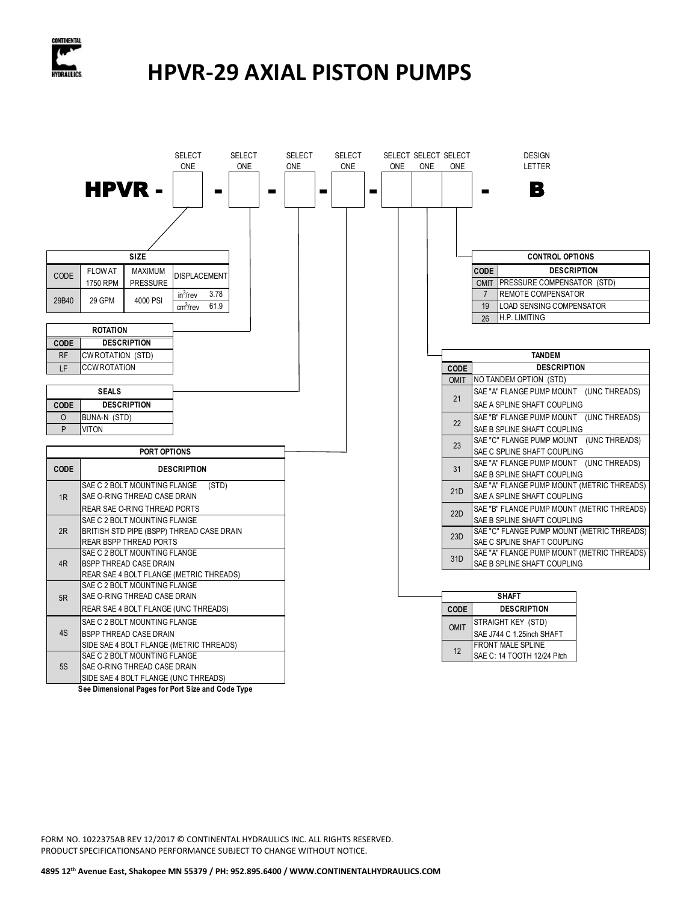# HPVR-29 AXIAL PISTON PUMPS

HPVR - [SELECT ONE] - [SELECT ONE] - [SELECT ONE] - [SELECT ONE] - [SELECT ONE][SELECT ONE][SELECT ONE] - B (DESIGN LETTER)

| SIZE | | | | |
|---|---|---|---|---|
| CODE | FLOW AT 1750 RPM | MAXIMUM PRESSURE | DISPLACEMENT | |
| 29B40 | 29 GPM | 4000 PSI | $in^3/rev$ | 3.78 |
| | | | $cm^3/rev$ | 61.9 |

| ROTATION | |
|---|---|
| CODE | DESCRIPTION |
| RF | CW ROTATION (STD) |
| LF | CCW ROTATION |

| SEALS | |
|---|---|
| CODE | DESCRIPTION |
| O | BUNA-N (STD) |
| P | VITON |

| PORT OPTIONS | |
|---|---|
| CODE | DESCRIPTION |
| 1R | SAE C 2 BOLT MOUNTING FLANGE (STD)<br>SAE O-RING THREAD CASE DRAIN<br>REAR SAE O-RING THREAD PORTS |
| 2R | SAE C 2 BOLT MOUNTING FLANGE<br>BRITISH STD PIPE (BSPP) THREAD CASE DRAIN<br>REAR BSPP THREAD PORTS |
| 4R | SAE C 2 BOLT MOUNTING FLANGE<br>BSPP THREAD CASE DRAIN<br>REAR SAE 4 BOLT FLANGE (METRIC THREADS) |
| 5R | SAE C 2 BOLT MOUNTING FLANGE<br>SAE O-RING THREAD CASE DRAIN<br>REAR SAE 4 BOLT FLANGE (UNC THREADS) |
| 4S | SAE C 2 BOLT MOUNTING FLANGE<br>BSPP THREAD CASE DRAIN<br>SIDE SAE 4 BOLT FLANGE (METRIC THREADS) |
| 5S | SAE C 2 BOLT MOUNTING FLANGE<br>SAE O-RING THREAD CASE DRAIN<br>SIDE SAE 4 BOLT FLANGE (UNC THREADS) |

**See Dimensional Pages for Port Size and Code Type**

| SHAFT | |
|---|---|
| CODE | DESCRIPTION |
| OMIT | STRAIGHT KEY (STD)<br>SAE J744 C 1.25inch SHAFT |
| 12 | FRONT MALE SPLINE<br>SAE C: 14 TOOTH 12/24 Pitch |

| TANDEM | |
|---|---|
| CODE | DESCRIPTION |
| OMIT | NO TANDEM OPTION (STD) |
| 21 | SAE "A" FLANGE PUMP MOUNT (UNC THREADS)<br>SAE A SPLINE SHAFT COUPLING |
| 22 | SAE "B" FLANGE PUMP MOUNT (UNC THREADS)<br>SAE B SPLINE SHAFT COUPLING |
| 23 | SAE "C" FLANGE PUMP MOUNT (UNC THREADS)<br>SAE C SPLINE SHAFT COUPLING |
| 31 | SAE "A" FLANGE PUMP MOUNT (UNC THREADS)<br>SAE B SPLINE SHAFT COUPLING |
| 21D | SAE "A" FLANGE PUMP MOUNT (METRIC THREADS)<br>SAE A SPLINE SHAFT COUPLING |
| 22D | SAE "B" FLANGE PUMP MOUNT (METRIC THREADS)<br>SAE B SPLINE SHAFT COUPLING |
| 23D | SAE "C" FLANGE PUMP MOUNT (METRIC THREADS)<br>SAE C SPLINE SHAFT COUPLING |
| 31D | SAE "A" FLANGE PUMP MOUNT (METRIC THREADS)<br>SAE B SPLINE SHAFT COUPLING |

| CONTROL OPTIONS | |
|---|---|
| CODE | DESCRIPTION |
| OMIT | PRESSURE COMPENSATOR (STD) |
| 7 | REMOTE COMPENSATOR |
| 19 | LOAD SENSING COMPENSATOR |
| 26 | H.P. LIMITING |

FORM NO. 1022375AB REV 12/2017 © CONTINENTAL HYDRAULICS INC. ALL RIGHTS RESERVED.
PRODUCT SPECIFICATIONSAND PERFORMANCE SUBJECT TO CHANGE WITHOUT NOTICE.

**4895 12th Avenue East, Shakopee MN 55379 / PH: 952.895.6400 / WWW.CONTINENTALHYDRAULICS.COM**